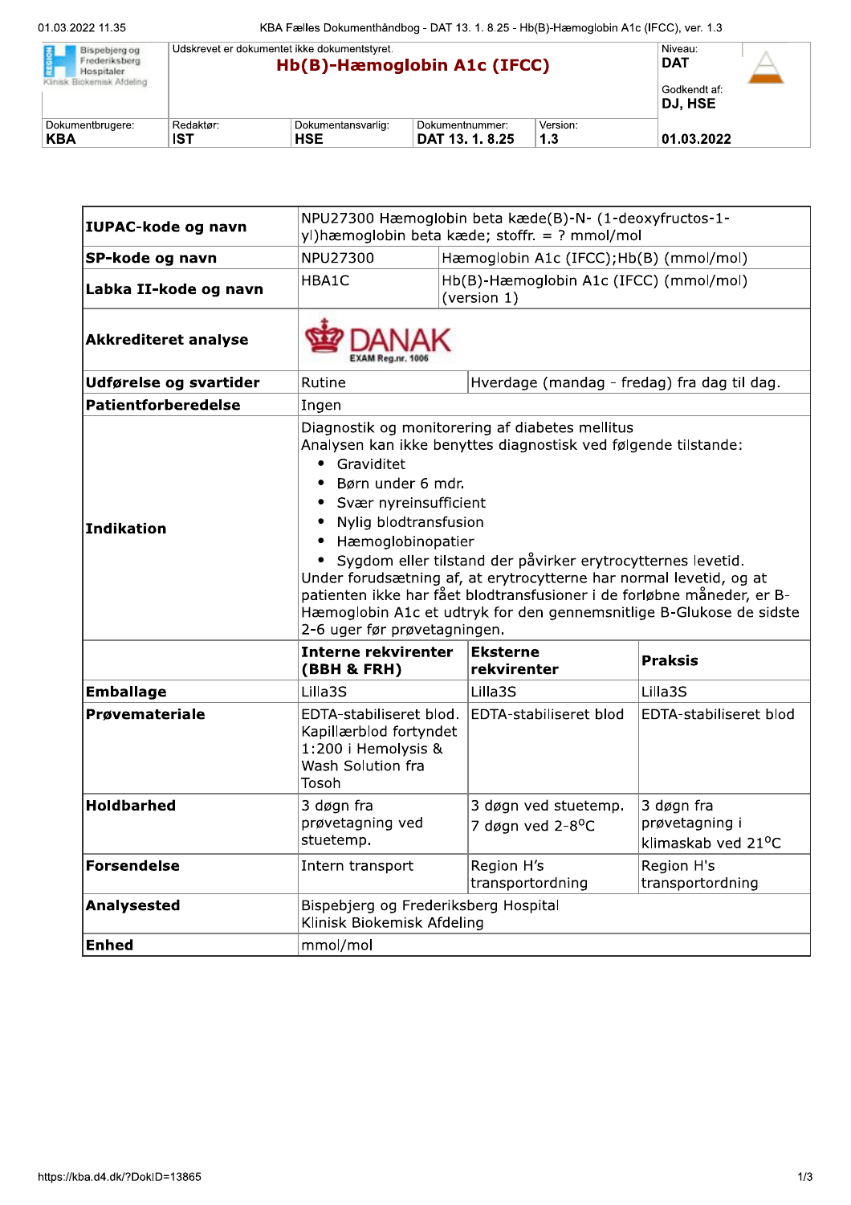| Bispebjerg og Frederiksberg Hospital<br>Klinisk Biokemisk Afdeling | Udskrevet er dokumentet ikke dokumentstyret.<br>**Hb(B)-Hæmoglobin A1c (IFCC)** | | | Niveau:<br>**DAT**<br>Godkendt af:<br>**DJ, HSE** |
|---|---|---|---|---|
| Dokumentbrugere:<br>**KBA** | Redaktør:<br>**IST** | Dokumentansvarlig:<br>**HSE** | Dokumentnummer:<br>**DAT 13. 1. 8.25** | Version:<br>**1.3** |
| | | | | **01.03.2022** |

| | | | |
|---|---|---|---|
| **IUPAC-kode og navn** | NPU27300 Hæmoglobin beta kæde(B)-N- (1-deoxyfructos-1-yl)hæmoglobin beta kæde; stoffr. = ? mmol/mol | | |
| **SP-kode og navn** | NPU27300 | Hæmoglobin A1c (IFCC);Hb(B) (mmol/mol) | |
| **Labka II-kode og navn** | HBA1C | Hb(B)-Hæmoglobin A1c (IFCC) (mmol/mol) (version 1) | |
| **Akkrediteret analyse** | DANAK EXAM Reg.nr. 1006 | | |
| **Udførelse og svartider** | Rutine | Hverdage (mandag - fredag) fra dag til dag. | |
| **Patientforberedelse** | Ingen | | |
| **Indikation** | Diagnostik og monitorering af diabetes mellitus<br>Analysen kan ikke benyttes diagnostisk ved følgende tilstande:<br>• Graviditet<br>• Børn under 6 mdr.<br>• Svær nyreinsufficient<br>• Nylig blodtransfusion<br>• Hæmoglobinopatier<br>• Sygdom eller tilstand der påvirker erytrocytternes levetid.<br>Under forudsætning af, at erytrocytterne har normal levetid, og at patienten ikke har fået blodtransfusioner i de forløbne måneder, er B-Hæmoglobin A1c et udtryk for den gennemsnitlige B-Glukose de sidste 2-6 uger før prøvetagningen. | | |
| | **Interne rekvirenter (BBH & FRH)** | **Eksterne rekvirenter** | **Praksis** |
| **Emballage** | Lilla3S | Lilla3S | Lilla3S |
| **Prøvemateriale** | EDTA-stabiliseret blod. Kapillærblod fortyndet 1:200 i Hemolysis & Wash Solution fra Tosoh | EDTA-stabiliseret blod | EDTA-stabiliseret blod |
| **Holdbarhed** | 3 døgn fra prøvetagning ved stuetemp. | 3 døgn ved stuetemp.<br>7 døgn ved 2-8°C | 3 døgn fra prøvetagning i klimaskab ved 21°C |
| **Forsendelse** | Intern transport | Region H's transportordning | Region H's transportordning |
| **Analysested** | Bispebjerg og Frederiksberg Hospital<br>Klinisk Biokemisk Afdeling | | |
| **Enhed** | mmol/mol | | |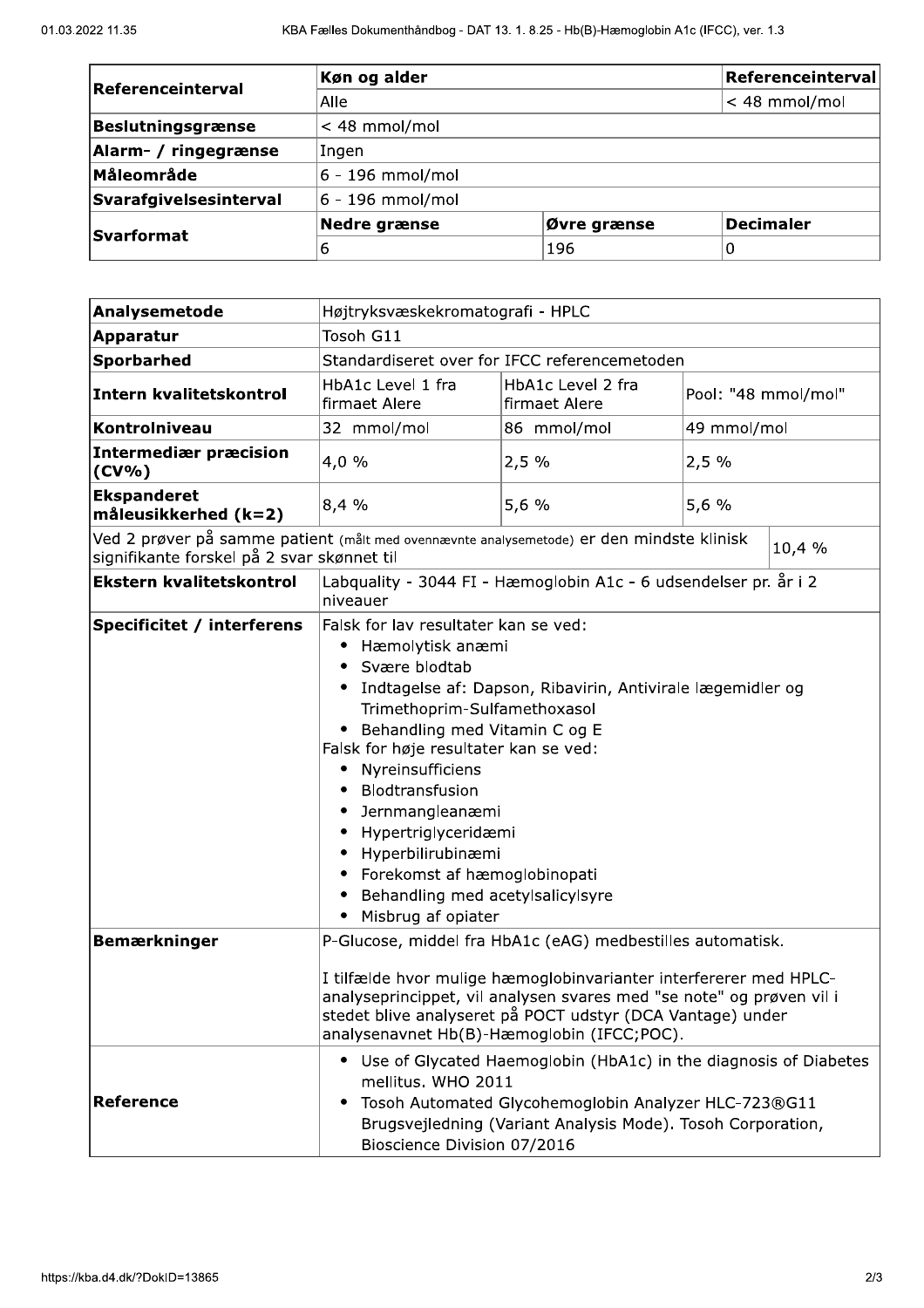| Referenceinterval | Køn og alder | | Referenceinterval |
|---|---|---|---|
| | Alle | | < 48 mmol/mol |
| **Beslutningsgrænse** | < 48 mmol/mol | | |
| **Alarm- / ringegrænse** | Ingen | | |
| **Måleområde** | 6 - 196 mmol/mol | | |
| **Svarafgivelsesinterval** | 6 - 196 mmol/mol | | |
| **Svarformat** | **Nedre grænse** | **Øvre grænse** | **Decimaler** |
| | 6 | 196 | 0 |

| **Analysemetode** | Højtryksvæskekromatografi - HPLC | | |
|---|---|---|---|
| **Apparatur** | Tosoh G11 | | |
| **Sporbarhed** | Standardiseret over for IFCC referencemetoden | | |
| **Intern kvalitetskontrol** | HbA1c Level 1 fra firmaet Alere | HbA1c Level 2 fra firmaet Alere | Pool: "48 mmol/mol" |
| **Kontrolniveau** | 32 mmol/mol | 86 mmol/mol | 49 mmol/mol |
| **Intermediær præcision (CV%)** | 4,0 % | 2,5 % | 2,5 % |
| **Ekspanderet måleusikkerhed (k=2)** | 8,4 % | 5,6 % | 5,6 % |
| Ved 2 prøver på samme patient (målt med ovennævnte analysemetode) er den mindste klinisk signifikante forskel på 2 svar skønnet til | | | 10,4 % |
| **Ekstern kvalitetskontrol** | Labquality - 3044 FI - Hæmoglobin A1c - 6 udsendelser pr. år i 2 niveauer | | |
| **Specificitet / interferens** | Falsk for lav resultater kan se ved:<br>• Hæmolytisk anæmi<br>• Svære blodtab<br>• Indtagelse af: Dapson, Ribavirin, Antivirale lægemidler og Trimethoprim-Sulfamethoxasol<br>• Behandling med Vitamin C og E<br>Falsk for høje resultater kan se ved:<br>• Nyreinsufficiens<br>• Blodtransfusion<br>• Jernmangleanæmi<br>• Hypertriglyceridæmi<br>• Hyperbilirubinæmi<br>• Forekomst af hæmoglobinopati<br>• Behandling med acetylsalicylsyre<br>• Misbrug af opiater | | |
| **Bemærkninger** | P-Glucose, middel fra HbA1c (eAG) medbestilles automatisk.<br><br>I tilfælde hvor mulige hæmoglobinvarianter interfererer med HPLC-analyseprincippet, vil analysen svares med "se note" og prøven vil i stedet blive analyseret på POCT udstyr (DCA Vantage) under analysenavnet Hb(B)-Hæmoglobin (IFCC;POC). | | |
| **Reference** | • Use of Glycated Haemoglobin (HbA1c) in the diagnosis of Diabetes mellitus. WHO 2011<br>• Tosoh Automated Glycohemoglobin Analyzer HLC-723®G11 Brugsvejledning (Variant Analysis Mode). Tosoh Corporation, Bioscience Division 07/2016 | | |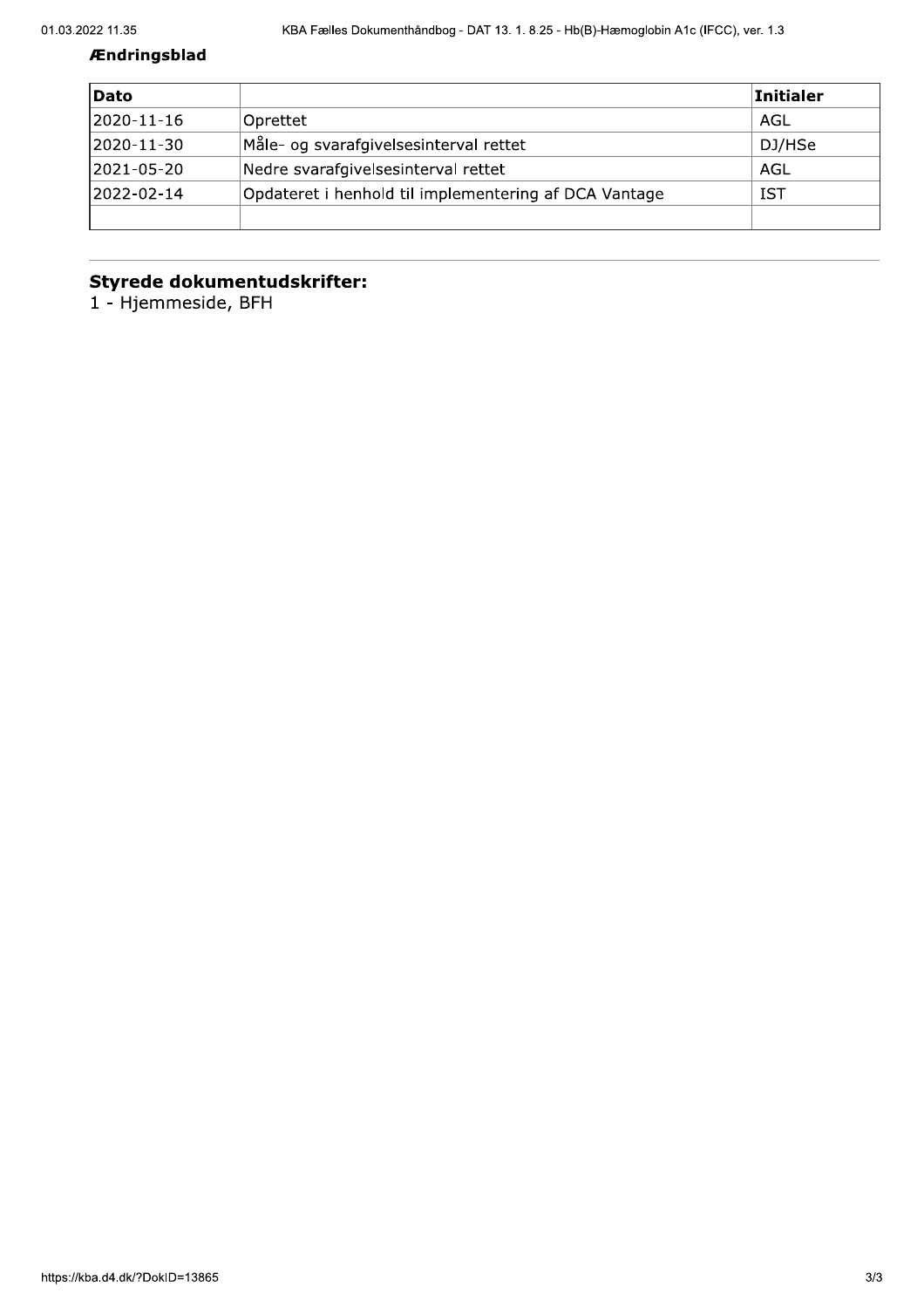**Ændringsblad**

| Dato | | Initialer |
|---|---|---|
| 2020-11-16 | Oprettet | AGL |
| 2020-11-30 | Måle- og svarafgivelsesinterval rettet | DJ/HSe |
| 2021-05-20 | Nedre svarafgivelsesinterval rettet | AGL |
| 2022-02-14 | Opdateret i henhold til implementering af DCA Vantage | IST |
| | | |

---

## Styrede dokumentudskrifter:

1 - Hjemmeside, BFH